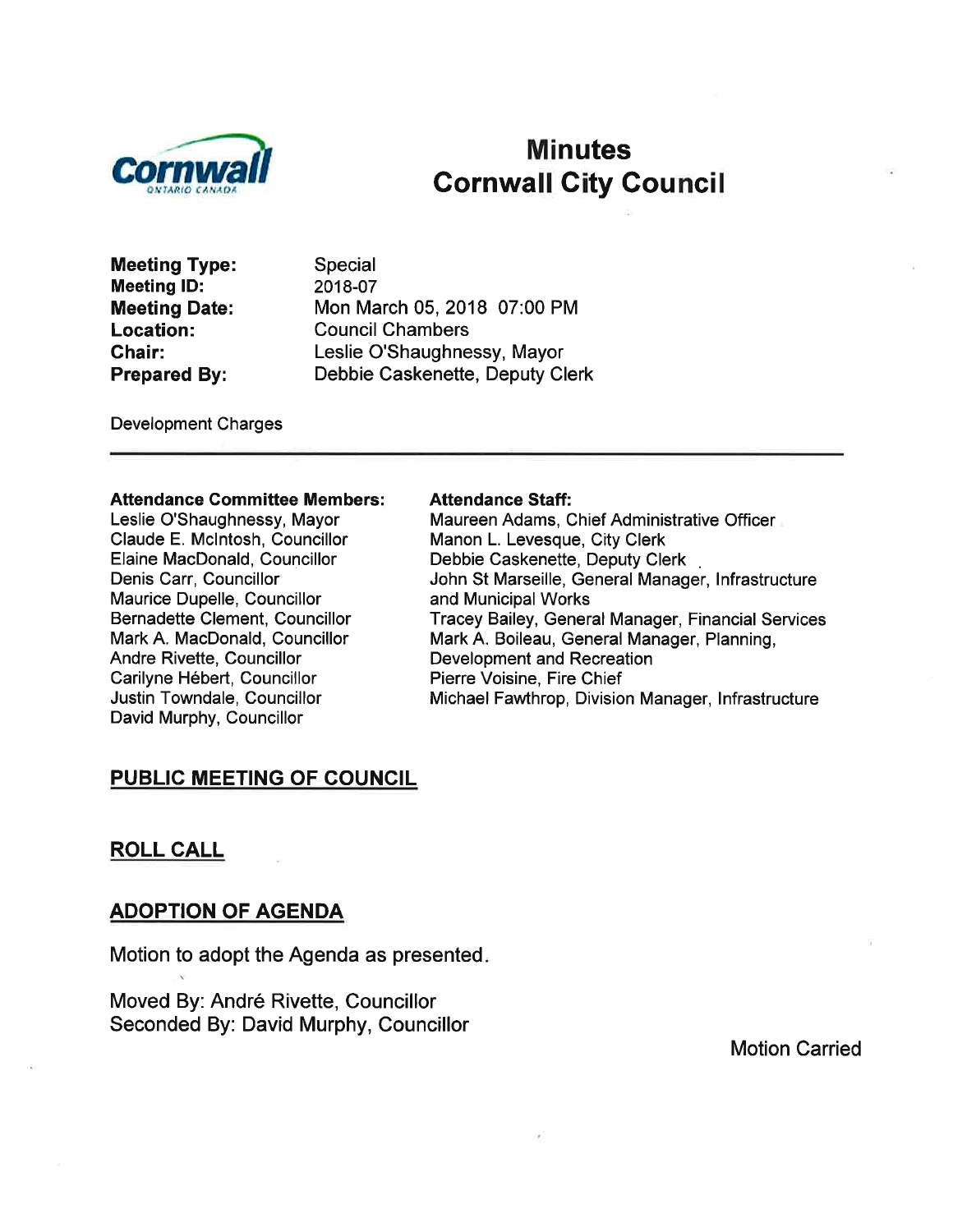# Minutes
# Cornwall City Council

**Meeting Type:** Special
**Meeting ID:** 2018-07
**Meeting Date:** Mon March 05, 2018 07:00 PM
**Location:** Council Chambers
**Chair:** Leslie O'Shaughnessy, Mayor
**Prepared By:** Debbie Caskenette, Deputy Clerk

Development Charges

---

**Attendance Committee Members:**
Leslie O'Shaughnessy, Mayor
Claude E. McIntosh, Councillor
Elaine MacDonald, Councillor
Denis Carr, Councillor
Maurice Dupelle, Councillor
Bernadette Clement, Councillor
Mark A. MacDonald, Councillor
Andre Rivette, Councillor
Carilyne Hébert, Councillor
Justin Towndale, Councillor
David Murphy, Councillor

**Attendance Staff:**
Maureen Adams, Chief Administrative Officer
Manon L. Levesque, City Clerk
Debbie Caskenette, Deputy Clerk
John St Marseille, General Manager, Infrastructure and Municipal Works
Tracey Bailey, General Manager, Financial Services
Mark A. Boileau, General Manager, Planning, Development and Recreation
Pierre Voisine, Fire Chief
Michael Fawthrop, Division Manager, Infrastructure

## PUBLIC MEETING OF COUNCIL

## ROLL CALL

## ADOPTION OF AGENDA

Motion to adopt the Agenda as presented.

Moved By: André Rivette, Councillor
Seconded By: David Murphy, Councillor

Motion Carried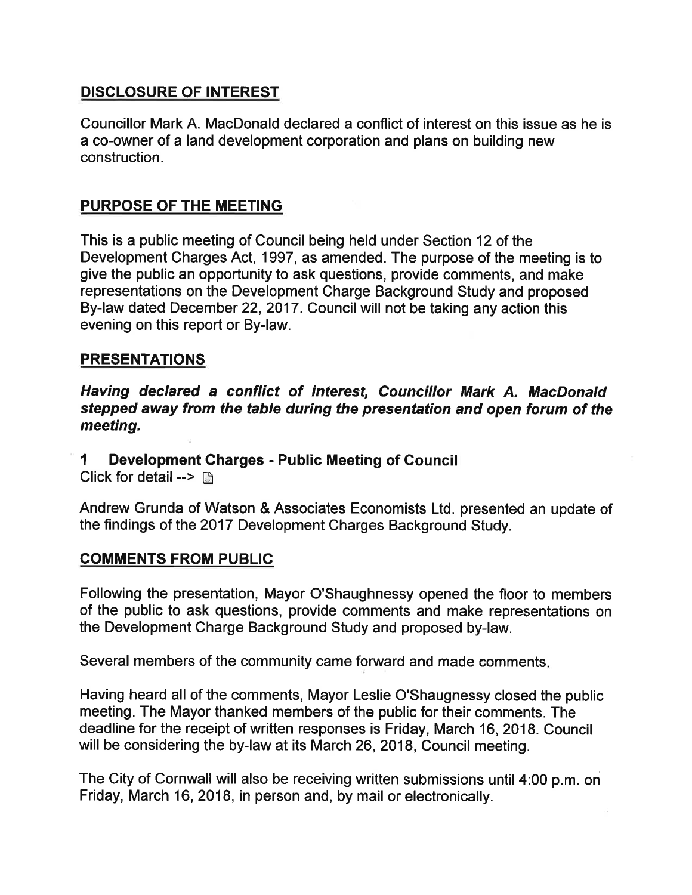## DISCLOSURE OF INTEREST

Councillor Mark A. MacDonald declared a conflict of interest on this issue as he is a co-owner of a land development corporation and plans on building new construction.

## PURPOSE OF THE MEETING

This is a public meeting of Council being held under Section 12 of the Development Charges Act, 1997, as amended. The purpose of the meeting is to give the public an opportunity to ask questions, provide comments, and make representations on the Development Charge Background Study and proposed By-law dated December 22, 2017. Council will not be taking any action this evening on this report or By-law.

## PRESENTATIONS

***Having declared a conflict of interest, Councillor Mark A. MacDonald stepped away from the table during the presentation and open forum of the meeting.***

### 1 Development Charges - Public Meeting of Council

Click for detail -->

Andrew Grunda of Watson & Associates Economists Ltd. presented an update of the findings of the 2017 Development Charges Background Study.

## COMMENTS FROM PUBLIC

Following the presentation, Mayor O'Shaughnessy opened the floor to members of the public to ask questions, provide comments and make representations on the Development Charge Background Study and proposed by-law.

Several members of the community came forward and made comments.

Having heard all of the comments, Mayor Leslie O'Shaugnessy closed the public meeting. The Mayor thanked members of the public for their comments. The deadline for the receipt of written responses is Friday, March 16, 2018. Council will be considering the by-law at its March 26, 2018, Council meeting.

The City of Cornwall will also be receiving written submissions until 4:00 p.m. on Friday, March 16, 2018, in person and, by mail or electronically.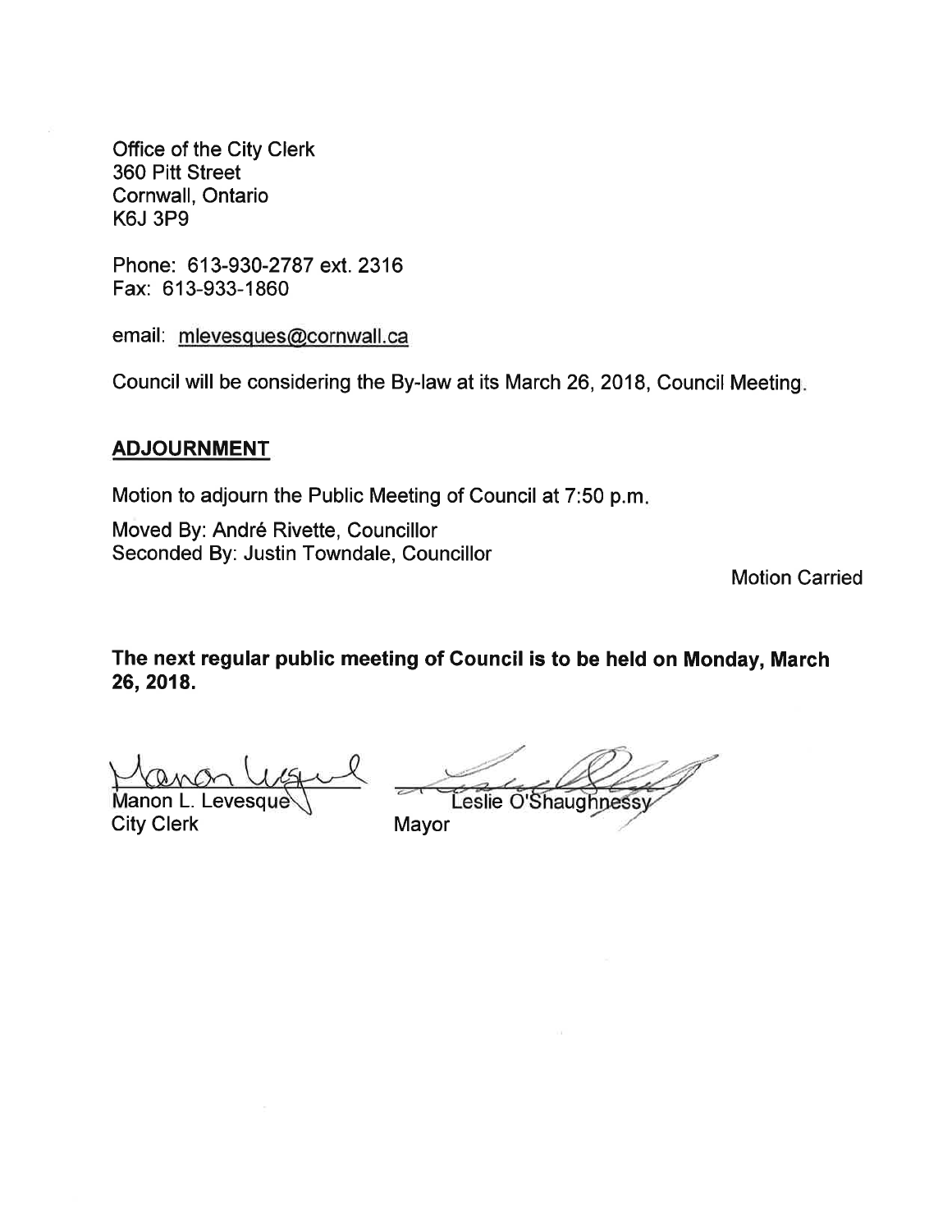Office of the City Clerk
360 Pitt Street
Cornwall, Ontario
K6J 3P9

Phone: 613-930-2787 ext. 2316
Fax: 613-933-1860

email: mlevesques@cornwall.ca

Council will be considering the By-law at its March 26, 2018, Council Meeting.

## ADJOURNMENT

Motion to adjourn the Public Meeting of Council at 7:50 p.m.

Moved By: André Rivette, Councillor
Seconded By: Justin Towndale, Councillor

Motion Carried

**The next regular public meeting of Council is to be held on Monday, March 26, 2018.**

Manon L. Levesque
City Clerk

Leslie O'Shaughnessy
Mayor